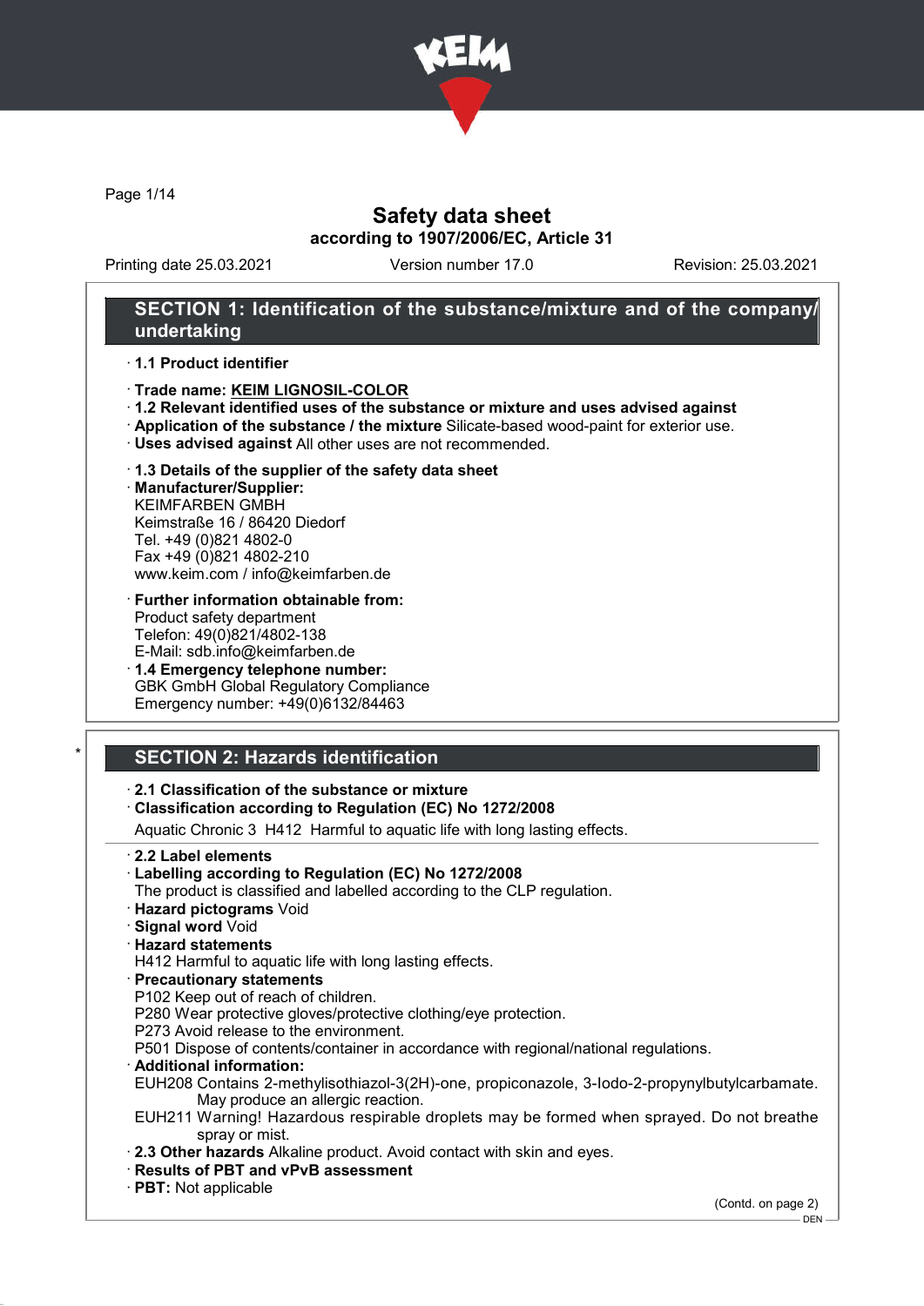# Safety data sheet

**according to 1907/2006/EC, Article 31**

Printing date 25.03.2021 Version number 17.0 Revision: 25.03.2021

## SECTION 1: Identification of the substance/mixture and of the company/undertaking

- **1.1 Product identifier**
- **Trade name: KEIM LIGNOSIL-COLOR**
- **1.2 Relevant identified uses of the substance or mixture and uses advised against**
- **Application of the substance / the mixture** Silicate-based wood-paint for exterior use.
- **Uses advised against** All other uses are not recommended.
- **1.3 Details of the supplier of the safety data sheet**
- **Manufacturer/Supplier:**
  KEIMFARBEN GMBH
  Keimstraße 16 / 86420 Diedorf
  Tel. +49 (0)821 4802-0
  Fax +49 (0)821 4802-210
  www.keim.com / info@keimfarben.de
- **Further information obtainable from:**
  Product safety department
  Telefon: 49(0)821/4802-138
  E-Mail: sdb.info@keimfarben.de
- **1.4 Emergency telephone number:**
  GBK GmbH Global Regulatory Compliance
  Emergency number: +49(0)6132/84463

## SECTION 2: Hazards identification

- **2.1 Classification of the substance or mixture**
- **Classification according to Regulation (EC) No 1272/2008**
  Aquatic Chronic 3 H412 Harmful to aquatic life with long lasting effects.

- **2.2 Label elements**
- **Labelling according to Regulation (EC) No 1272/2008**
  The product is classified and labelled according to the CLP regulation.
- **Hazard pictograms** Void
- **Signal word** Void
- **Hazard statements**
  H412 Harmful to aquatic life with long lasting effects.
- **Precautionary statements**
  P102 Keep out of reach of children.
  P280 Wear protective gloves/protective clothing/eye protection.
  P273 Avoid release to the environment.
  P501 Dispose of contents/container in accordance with regional/national regulations.
- **Additional information:**
  EUH208 Contains 2-methylisothiazol-3(2H)-one, propiconazole, 3-Iodo-2-propynylbutylcarbamate. May produce an allergic reaction.
  EUH211 Warning! Hazardous respirable droplets may be formed when sprayed. Do not breathe spray or mist.
- **2.3 Other hazards** Alkaline product. Avoid contact with skin and eyes.
- **Results of PBT and vPvB assessment**
- **PBT:** Not applicable

(Contd. on page 2)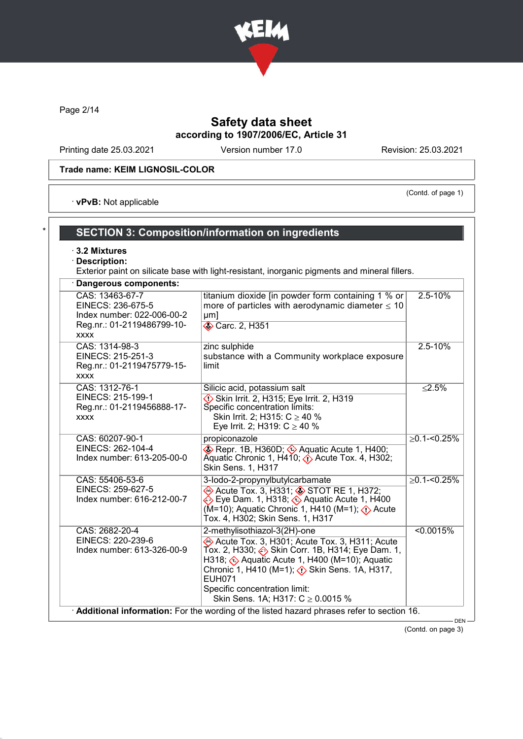Safety data sheet
according to 1907/2006/EC, Article 31

Printing date 25.03.2021 Version number 17.0 Revision: 25.03.2021

**Trade name: KEIM LIGNOSIL-COLOR**

(Contd. of page 1)

· **vPvB:** Not applicable

## SECTION 3: Composition/information on ingredients

· **3.2 Mixtures**
· **Description:**
Exterior paint on silicate base with light-resistant, inorganic pigments and mineral fillers.

· **Dangerous components:**

| Identifiers | Name / Classification | Concentration |
|---|---|---|
| CAS: 13463-67-7<br>EINECS: 236-675-5<br>Index number: 022-006-00-2<br>Reg.nr.: 01-2119486799-10-xxxx | titanium dioxide [in powder form containing 1 % or more of particles with aerodynamic diameter ≤ 10 μm]<br>Carc. 2, H351 | 2.5-10% |
| CAS: 1314-98-3<br>EINECS: 215-251-3<br>Reg.nr.: 01-2119475779-15-xxxx | zinc sulphide<br>substance with a Community workplace exposure limit | 2.5-10% |
| CAS: 1312-76-1<br>EINECS: 215-199-1<br>Reg.nr.: 01-2119456888-17-xxxx | Silicic acid, potassium salt<br>Skin Irrit. 2, H315; Eye Irrit. 2, H319<br>Specific concentration limits:<br>Skin Irrit. 2; H315: C ≥ 40 %<br>Eye Irrit. 2; H319: C ≥ 40 % | ≤2.5% |
| CAS: 60207-90-1<br>EINECS: 262-104-4<br>Index number: 613-205-00-0 | propiconazole<br>Repr. 1B, H360D; Aquatic Acute 1, H400; Aquatic Chronic 1, H410; Acute Tox. 4, H302; Skin Sens. 1, H317 | ≥0.1-<0.25% |
| CAS: 55406-53-6<br>EINECS: 259-627-5<br>Index number: 616-212-00-7 | 3-Iodo-2-propynylbutylcarbamate<br>Acute Tox. 3, H331; STOT RE 1, H372; Eye Dam. 1, H318; Aquatic Acute 1, H400 (M=10); Aquatic Chronic 1, H410 (M=1); Acute Tox. 4, H302; Skin Sens. 1, H317 | ≥0.1-<0.25% |
| CAS: 2682-20-4<br>EINECS: 220-239-6<br>Index number: 613-326-00-9 | 2-methylisothiazol-3(2H)-one<br>Acute Tox. 3, H301; Acute Tox. 3, H311; Acute Tox. 2, H330; Skin Corr. 1B, H314; Eye Dam. 1, H318; Aquatic Acute 1, H400 (M=10); Aquatic Chronic 1, H410 (M=1); Skin Sens. 1A, H317, EUH071<br>Specific concentration limit:<br>Skin Sens. 1A; H317: C ≥ 0.0015 % | <0.0015% |

· **Additional information:** For the wording of the listed hazard phrases refer to section 16.

(Contd. on page 3)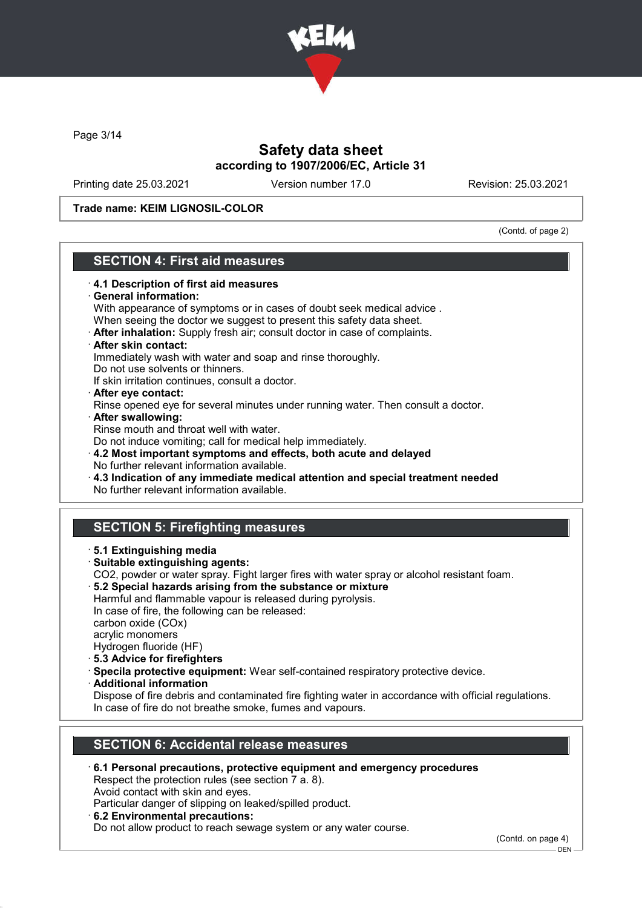**Safety data sheet**
**according to 1907/2006/EC, Article 31**

Printing date 25.03.2021 Version number 17.0 Revision: 25.03.2021

**Trade name: KEIM LIGNOSIL-COLOR**

(Contd. of page 2)

## SECTION 4: First aid measures

- **4.1 Description of first aid measures**
- **General information:**
  With appearance of symptoms or in cases of doubt seek medical advice .
  When seeing the doctor we suggest to present this safety data sheet.
- **After inhalation:** Supply fresh air; consult doctor in case of complaints.
- **After skin contact:**
  Immediately wash with water and soap and rinse thoroughly.
  Do not use solvents or thinners.
  If skin irritation continues, consult a doctor.
- **After eye contact:**
  Rinse opened eye for several minutes under running water. Then consult a doctor.
- **After swallowing:**
  Rinse mouth and throat well with water.
  Do not induce vomiting; call for medical help immediately.
- **4.2 Most important symptoms and effects, both acute and delayed**
  No further relevant information available.
- **4.3 Indication of any immediate medical attention and special treatment needed**
  No further relevant information available.

## SECTION 5: Firefighting measures

- **5.1 Extinguishing media**
- **Suitable extinguishing agents:**
  $CO_2$, powder or water spray. Fight larger fires with water spray or alcohol resistant foam.
- **5.2 Special hazards arising from the substance or mixture**
  Harmful and flammable vapour is released during pyrolysis.
  In case of fire, the following can be released:
  carbon oxide (COx)
  acrylic monomers
  Hydrogen fluoride (HF)
- **5.3 Advice for firefighters**
- **Specila protective equipment:** Wear self-contained respiratory protective device.
- **Additional information**
  Dispose of fire debris and contaminated fire fighting water in accordance with official regulations.
  In case of fire do not breathe smoke, fumes and vapours.

## SECTION 6: Accidental release measures

- **6.1 Personal precautions, protective equipment and emergency procedures**
  Respect the protection rules (see section 7 a. 8).
  Avoid contact with skin and eyes.
  Particular danger of slipping on leaked/spilled product.
- **6.2 Environmental precautions:**
  Do not allow product to reach sewage system or any water course.

(Contd. on page 4)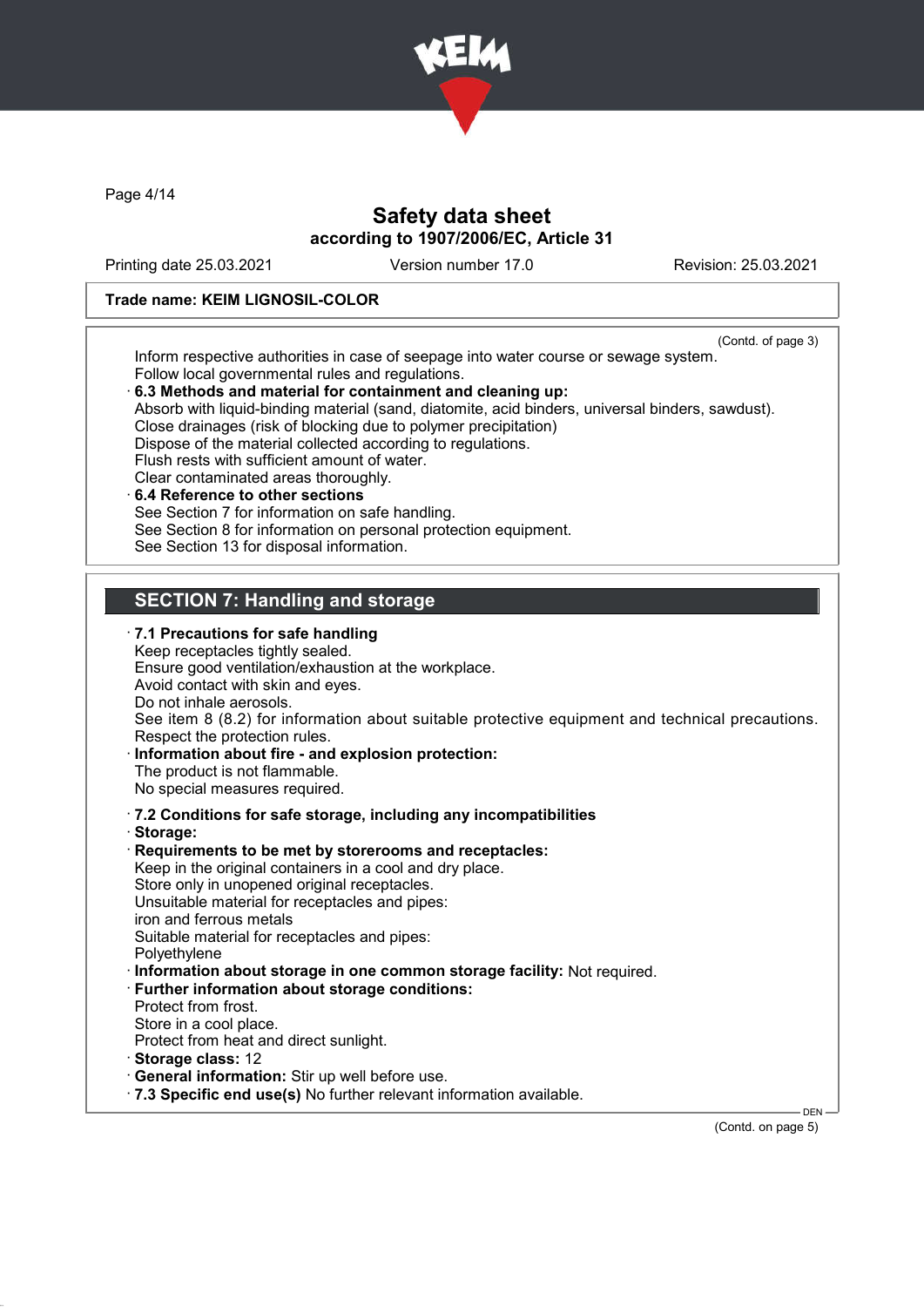(Contd. of page 3)

Inform respective authorities in case of seepage into water course or sewage system.
Follow local governmental rules and regulations.

· **6.3 Methods and material for containment and cleaning up:**
Absorb with liquid-binding material (sand, diatomite, acid binders, universal binders, sawdust).
Close drainages (risk of blocking due to polymer precipitation)
Dispose of the material collected according to regulations.
Flush rests with sufficient amount of water.
Clear contaminated areas thoroughly.

· **6.4 Reference to other sections**
See Section 7 for information on safe handling.
See Section 8 for information on personal protection equipment.
See Section 13 for disposal information.

## SECTION 7: Handling and storage

· **7.1 Precautions for safe handling**
Keep receptacles tightly sealed.
Ensure good ventilation/exhaustion at the workplace.
Avoid contact with skin and eyes.
Do not inhale aerosols.
See item 8 (8.2) for information about suitable protective equipment and technical precautions.
Respect the protection rules.

· **Information about fire - and explosion protection:**
The product is not flammable.
No special measures required.

· **7.2 Conditions for safe storage, including any incompatibilities**

· **Storage:**

· **Requirements to be met by storerooms and receptacles:**
Keep in the original containers in a cool and dry place.
Store only in unopened original receptacles.
Unsuitable material for receptacles and pipes:
iron and ferrous metals
Suitable material for receptacles and pipes:
Polyethylene

· **Information about storage in one common storage facility:** Not required.

· **Further information about storage conditions:**
Protect from frost.
Store in a cool place.
Protect from heat and direct sunlight.

· **Storage class:** 12

· **General information:** Stir up well before use.

· **7.3 Specific end use(s)** No further relevant information available.

(Contd. on page 5)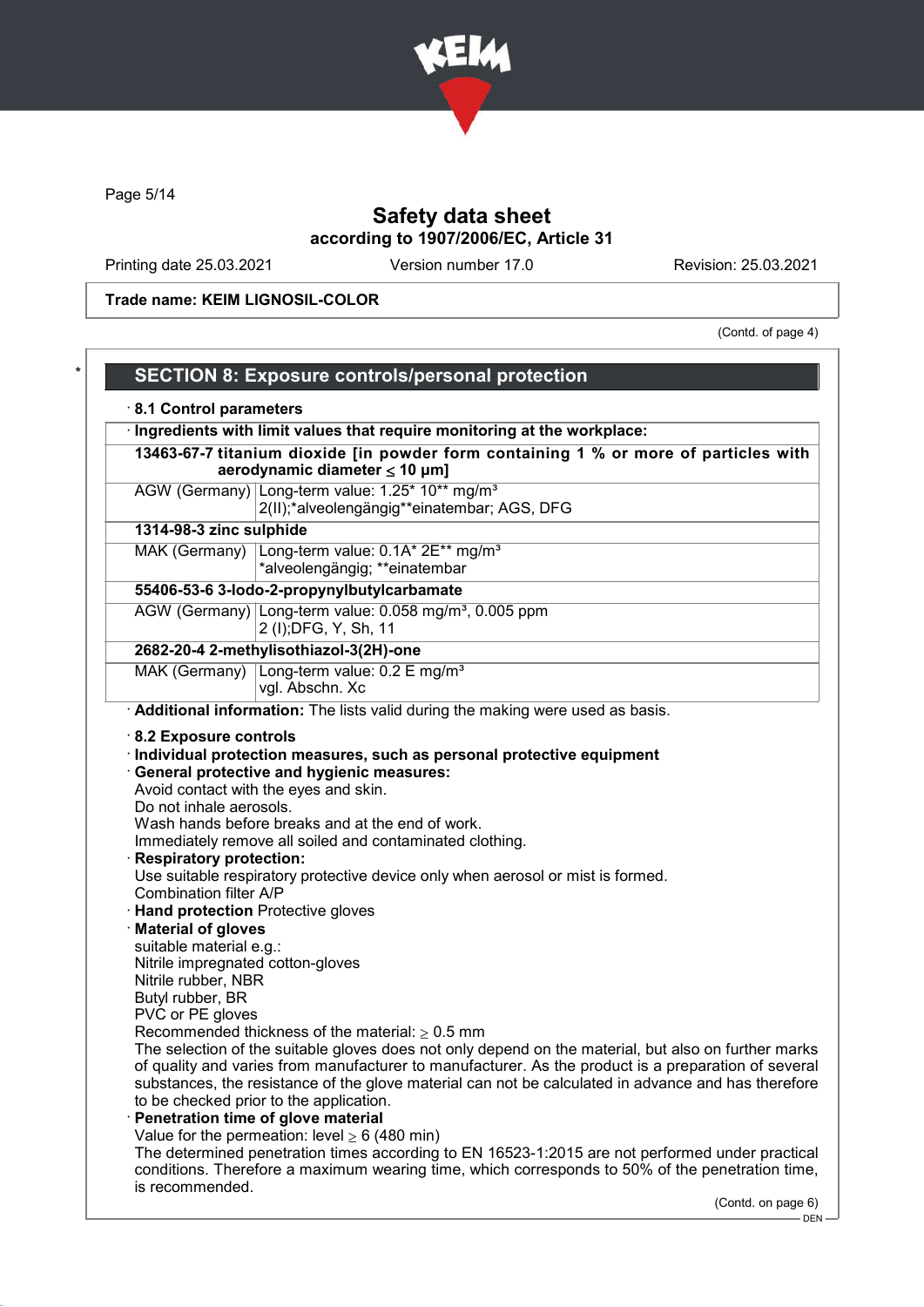Safety data sheet
according to 1907/2006/EC, Article 31

Printing date 25.03.2021 | Version number 17.0 | Revision: 25.03.2021

**Trade name: KEIM LIGNOSIL-COLOR**

(Contd. of page 4)

## SECTION 8: Exposure controls/personal protection

· **8.1 Control parameters**

· **Ingredients with limit values that require monitoring at the workplace:**

| | |
|---|---|
| **13463-67-7 titanium dioxide [in powder form containing 1 % or more of particles with aerodynamic diameter ≤ 10 μm]** | |
| AGW (Germany) | Long-term value: 1.25* 10** mg/m³<br>2(II);*alveolengängig**einatembar; AGS, DFG |
| **1314-98-3 zinc sulphide** | |
| MAK (Germany) | Long-term value: 0.1A* 2E** mg/m³<br>*alveolengängig; **einatembar |
| **55406-53-6 3-Iodo-2-propynylbutylcarbamate** | |
| AGW (Germany) | Long-term value: 0.058 mg/m³, 0.005 ppm<br>2 (I);DFG, Y, Sh, 11 |
| **2682-20-4 2-methylisothiazol-3(2H)-one** | |
| MAK (Germany) | Long-term value: 0.2 E mg/m³<br>vgl. Abschn. Xc |

· **Additional information:** The lists valid during the making were used as basis.

· **8.2 Exposure controls**

· **Individual protection measures, such as personal protective equipment**

· **General protective and hygienic measures:**
Avoid contact with the eyes and skin.
Do not inhale aerosols.
Wash hands before breaks and at the end of work.
Immediately remove all soiled and contaminated clothing.

· **Respiratory protection:**
Use suitable respiratory protective device only when aerosol or mist is formed.
Combination filter A/P

· **Hand protection** Protective gloves

· **Material of gloves**
suitable material e.g.:
Nitrile impregnated cotton-gloves
Nitrile rubber, NBR
Butyl rubber, BR
PVC or PE gloves
Recommended thickness of the material: ≥ 0.5 mm
The selection of the suitable gloves does not only depend on the material, but also on further marks of quality and varies from manufacturer to manufacturer. As the product is a preparation of several substances, the resistance of the glove material can not be calculated in advance and has therefore to be checked prior to the application.

· **Penetration time of glove material**
Value for the permeation: level ≥ 6 (480 min)
The determined penetration times according to EN 16523-1:2015 are not performed under practical conditions. Therefore a maximum wearing time, which corresponds to 50% of the penetration time, is recommended.

(Contd. on page 6)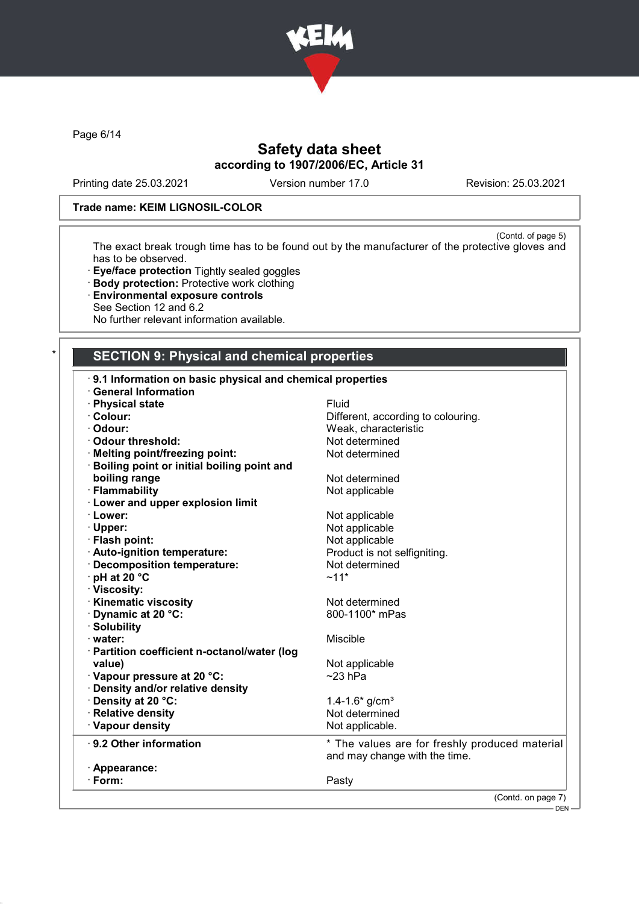Trade name: KEIM LIGNOSIL-COLOR

(Contd. of page 5)

The exact break trough time has to be found out by the manufacturer of the protective gloves and has to be observed.

· **Eye/face protection** Tightly sealed goggles
· **Body protection:** Protective work clothing
· **Environmental exposure controls**
See Section 12 and 6.2
No further relevant information available.

## SECTION 9: Physical and chemical properties

· **9.1 Information on basic physical and chemical properties**

| · **General Information** | |
|---|---|
| · **Physical state** | Fluid |
| · **Colour:** | Different, according to colouring. |
| · **Odour:** | Weak, characteristic |
| · **Odour threshold:** | Not determined |
| · **Melting point/freezing point:** | Not determined |
| · **Boiling point or initial boiling point and boiling range** | Not determined |
| · **Flammability** | Not applicable |
| · **Lower and upper explosion limit** | |
| · **Lower:** | Not applicable |
| · **Upper:** | Not applicable |
| · **Flash point:** | Not applicable |
| · **Auto-ignition temperature:** | Product is not selfigniting. |
| · **Decomposition temperature:** | Not determined |
| · **pH at 20 °C** | ~11* |
| · **Viscosity:** | |
| · **Kinematic viscosity** | Not determined |
| · **Dynamic at 20 °C:** | 800-1100* mPas |
| · **Solubility** | |
| · **water:** | Miscible |
| · **Partition coefficient n-octanol/water (log value)** | Not applicable |
| · **Vapour pressure at 20 °C:** | ~23 hPa |
| · **Density and/or relative density** | |
| · **Density at 20 °C:** | 1.4-1.6* g/cm³ |
| · **Relative density** | Not determined |
| · **Vapour density** | Not applicable. |

| · **9.2 Other information** | * The values are for freshly produced material and may change with the time. |
|---|---|
| · **Appearance:** | |
| · **Form:** | Pasty |

(Contd. on page 7)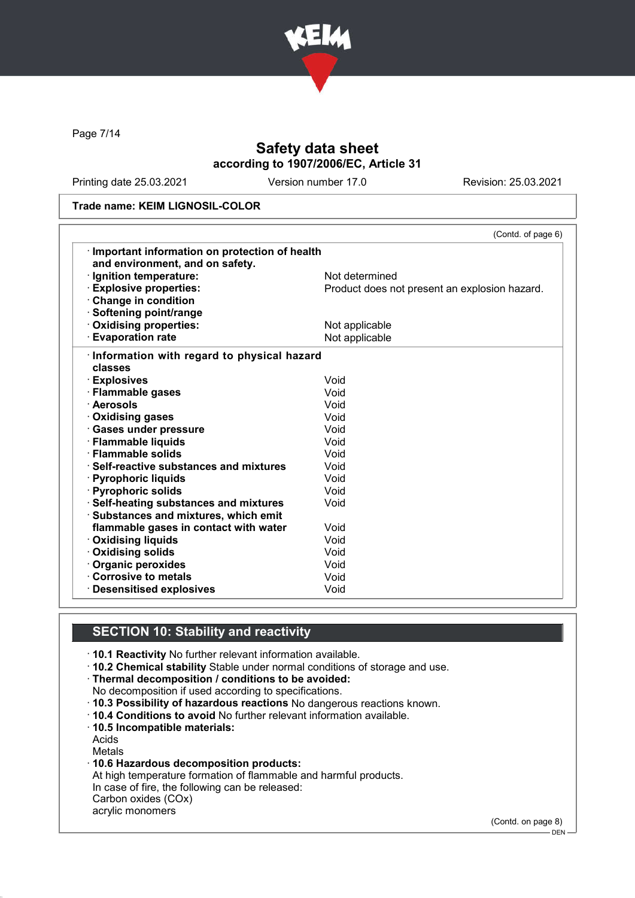# Safety data sheet

**according to 1907/2006/EC, Article 31**

Printing date 25.03.2021 | Version number 17.0 | Revision: 25.03.2021

**Trade name: KEIM LIGNOSIL-COLOR**

(Contd. of page 6)

| | |
|---|---|
| · **Important information on protection of health and environment, and on safety.** | |
| · **Ignition temperature:** | Not determined |
| · **Explosive properties:** | Product does not present an explosion hazard. |
| · **Change in condition** | |
| · **Softening point/range** | |
| · **Oxidising properties:** | Not applicable |
| · **Evaporation rate** | Not applicable |

| | |
|---|---|
| · **Information with regard to physical hazard classes** | |
| · **Explosives** | Void |
| · **Flammable gases** | Void |
| · **Aerosols** | Void |
| · **Oxidising gases** | Void |
| · **Gases under pressure** | Void |
| · **Flammable liquids** | Void |
| · **Flammable solids** | Void |
| · **Self-reactive substances and mixtures** | Void |
| · **Pyrophoric liquids** | Void |
| · **Pyrophoric solids** | Void |
| · **Self-heating substances and mixtures** | Void |
| · **Substances and mixtures, which emit flammable gases in contact with water** | Void |
| · **Oxidising liquids** | Void |
| · **Oxidising solids** | Void |
| · **Organic peroxides** | Void |
| · **Corrosive to metals** | Void |
| · **Desensitised explosives** | Void |

## SECTION 10: Stability and reactivity

· **10.1 Reactivity** No further relevant information available.
· **10.2 Chemical stability** Stable under normal conditions of storage and use.
· **Thermal decomposition / conditions to be avoided:**
No decomposition if used according to specifications.
· **10.3 Possibility of hazardous reactions** No dangerous reactions known.
· **10.4 Conditions to avoid** No further relevant information available.
· **10.5 Incompatible materials:**
Acids
Metals
· **10.6 Hazardous decomposition products:**
At high temperature formation of flammable and harmful products.
In case of fire, the following can be released:
Carbon oxides (COx)
acrylic monomers

(Contd. on page 8)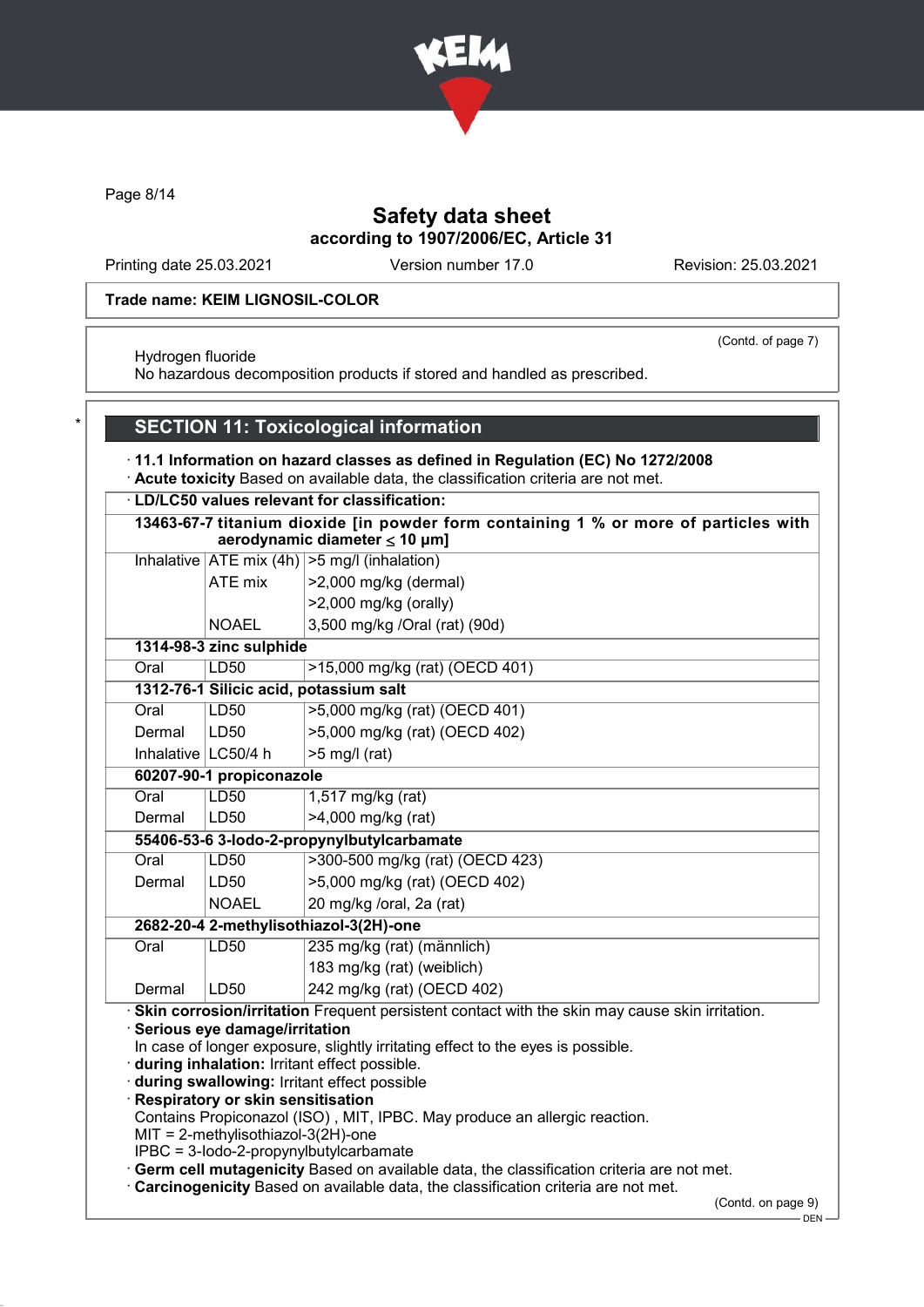Trade name: KEIM LIGNOSIL-COLOR

(Contd. of page 7)

Hydrogen fluoride
No hazardous decomposition products if stored and handled as prescribed.

## SECTION 11: Toxicological information

· **11.1 Information on hazard classes as defined in Regulation (EC) No 1272/2008**
· **Acute toxicity** Based on available data, the classification criteria are not met.

| · LD/LC50 values relevant for classification: | | |
|---|---|---|
| **13463-67-7 titanium dioxide [in powder form containing 1 % or more of particles with aerodynamic diameter ≤ 10 μm]** | | |
| Inhalative | ATE mix (4h) | >5 mg/l (inhalation) |
| | ATE mix | >2,000 mg/kg (dermal) |
| | | >2,000 mg/kg (orally) |
| | NOAEL | 3,500 mg/kg /Oral (rat) (90d) |
| **1314-98-3 zinc sulphide** | | |
| Oral | LD50 | >15,000 mg/kg (rat) (OECD 401) |
| **1312-76-1 Silicic acid, potassium salt** | | |
| Oral | LD50 | >5,000 mg/kg (rat) (OECD 401) |
| Dermal | LD50 | >5,000 mg/kg (rat) (OECD 402) |
| Inhalative | LC50/4 h | >5 mg/l (rat) |
| **60207-90-1 propiconazole** | | |
| Oral | LD50 | 1,517 mg/kg (rat) |
| Dermal | LD50 | >4,000 mg/kg (rat) |
| **55406-53-6 3-Iodo-2-propynylbutylcarbamate** | | |
| Oral | LD50 | >300-500 mg/kg (rat) (OECD 423) |
| Dermal | LD50 | >5,000 mg/kg (rat) (OECD 402) |
| | NOAEL | 20 mg/kg /oral, 2a (rat) |
| **2682-20-4 2-methylisothiazol-3(2H)-one** | | |
| Oral | LD50 | 235 mg/kg (rat) (männlich) |
| | | 183 mg/kg (rat) (weiblich) |
| Dermal | LD50 | 242 mg/kg (rat) (OECD 402) |

· **Skin corrosion/irritation** Frequent persistent contact with the skin may cause skin irritation.
· **Serious eye damage/irritation**
In case of longer exposure, slightly irritating effect to the eyes is possible.
· **during inhalation:** Irritant effect possible.
· **during swallowing:** Irritant effect possible
· **Respiratory or skin sensitisation**
Contains Propiconazol (ISO) , MIT, IPBC. May produce an allergic reaction.
MIT = 2-methylisothiazol-3(2H)-one
IPBC = 3-Iodo-2-propynylbutylcarbamate
· **Germ cell mutagenicity** Based on available data, the classification criteria are not met.
· **Carcinogenicity** Based on available data, the classification criteria are not met.

(Contd. on page 9)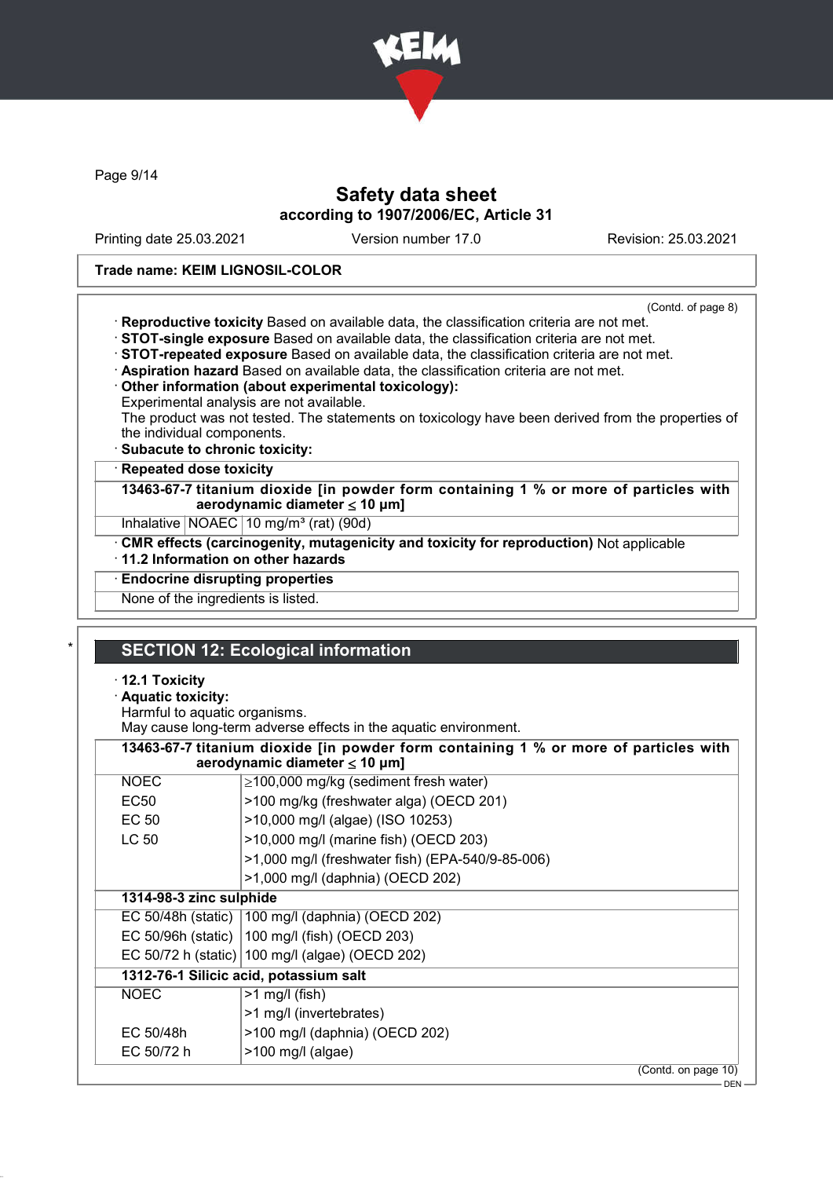Trade name: KEIM LIGNOSIL-COLOR

(Contd. of page 8)

· **Reproductive toxicity** Based on available data, the classification criteria are not met.
· **STOT-single exposure** Based on available data, the classification criteria are not met.
· **STOT-repeated exposure** Based on available data, the classification criteria are not met.
· **Aspiration hazard** Based on available data, the classification criteria are not met.
· **Other information (about experimental toxicology):**
Experimental analysis are not available.
The product was not tested. The statements on toxicology have been derived from the properties of the individual components.
· **Subacute to chronic toxicity:**

| · **Repeated dose toxicity** | | |
|---|---|---|
| **13463-67-7 titanium dioxide [in powder form containing 1 % or more of particles with aerodynamic diameter ≤ 10 μm]** | | |
| Inhalative | NOAEC | 10 mg/m³ (rat) (90d) |

· **CMR effects (carcinogenity, mutagenicity and toxicity for reproduction)** Not applicable
· **11.2 Information on other hazards**

| · **Endocrine disrupting properties** |
|---|
| None of the ingredients is listed. |

## SECTION 12: Ecological information

· **12.1 Toxicity**
· **Aquatic toxicity:**
Harmful to aquatic organisms.
May cause long-term adverse effects in the aquatic environment.

| **13463-67-7 titanium dioxide [in powder form containing 1 % or more of particles with aerodynamic diameter ≤ 10 μm]** | |
|---|---|
| NOEC | ≥100,000 mg/kg (sediment fresh water) |
| EC50 | >100 mg/kg (freshwater alga) (OECD 201) |
| EC 50 | >10,000 mg/l (algae) (ISO 10253) |
| LC 50 | >10,000 mg/l (marine fish) (OECD 203) |
| | >1,000 mg/l (freshwater fish) (EPA-540/9-85-006) |
| | >1,000 mg/l (daphnia) (OECD 202) |
| **1314-98-3 zinc sulphide** | |
| EC 50/48h (static) | 100 mg/l (daphnia) (OECD 202) |
| EC 50/96h (static) | 100 mg/l (fish) (OECD 203) |
| EC 50/72 h (static) | 100 mg/l (algae) (OECD 202) |
| **1312-76-1 Silicic acid, potassium salt** | |
| NOEC | >1 mg/l (fish) |
| | >1 mg/l (invertebrates) |
| EC 50/48h | >100 mg/l (daphnia) (OECD 202) |
| EC 50/72 h | >100 mg/l (algae) |

(Contd. on page 10)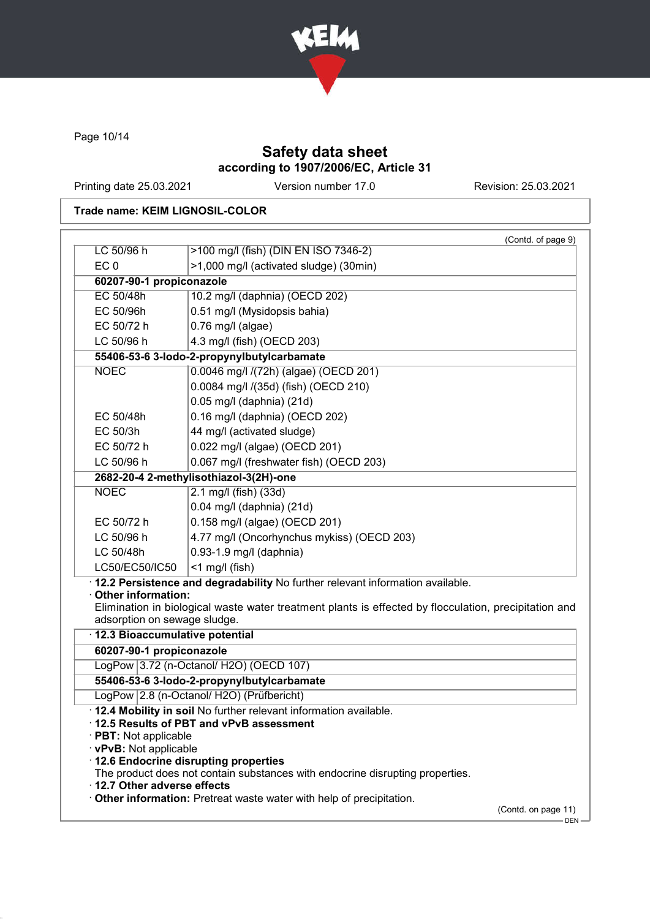Safety data sheet
according to 1907/2006/EC, Article 31

Printing date 25.03.2021 | Version number 17.0 | Revision: 25.03.2021

**Trade name: KEIM LIGNOSIL-COLOR**

(Contd. of page 9)

| | |
|---|---|
| LC 50/96 h | >100 mg/l (fish) (DIN EN ISO 7346-2) |
| EC 0 | >1,000 mg/l (activated sludge) (30min) |
| **60207-90-1 propiconazole** | |
| EC 50/48h | 10.2 mg/l (daphnia) (OECD 202) |
| EC 50/96h | 0.51 mg/l (Mysidopsis bahia) |
| EC 50/72 h | 0.76 mg/l (algae) |
| LC 50/96 h | 4.3 mg/l (fish) (OECD 203) |
| **55406-53-6 3-Iodo-2-propynylbutylcarbamate** | |
| NOEC | 0.0046 mg/l /(72h) (algae) (OECD 201) |
| | 0.0084 mg/l /(35d) (fish) (OECD 210) |
| | 0.05 mg/l (daphnia) (21d) |
| EC 50/48h | 0.16 mg/l (daphnia) (OECD 202) |
| EC 50/3h | 44 mg/l (activated sludge) |
| EC 50/72 h | 0.022 mg/l (algae) (OECD 201) |
| LC 50/96 h | 0.067 mg/l (freshwater fish) (OECD 203) |
| **2682-20-4 2-methylisothiazol-3(2H)-one** | |
| NOEC | 2.1 mg/l (fish) (33d) |
| | 0.04 mg/l (daphnia) (21d) |
| EC 50/72 h | 0.158 mg/l (algae) (OECD 201) |
| LC 50/96 h | 4.77 mg/l (Oncorhynchus mykiss) (OECD 203) |
| LC 50/48h | 0.93-1.9 mg/l (daphnia) |
| LC50/EC50/IC50 | <1 mg/l (fish) |

· **12.2 Persistence and degradability** No further relevant information available.
· **Other information:**
Elimination in biological waste water treatment plants is effected by flocculation, precipitation and adsorption on sewage sludge.

· **12.3 Bioaccumulative potential**

| | |
|---|---|
| **60207-90-1 propiconazole** | |
| LogPow | 3.72 (n-Octanol/ H2O) (OECD 107) |
| **55406-53-6 3-Iodo-2-propynylbutylcarbamate** | |
| LogPow | 2.8 (n-Octanol/ H2O) (Prüfbericht) |

· **12.4 Mobility in soil** No further relevant information available.
· **12.5 Results of PBT and vPvB assessment**
· **PBT:** Not applicable
· **vPvB:** Not applicable
· **12.6 Endocrine disrupting properties**
The product does not contain substances with endocrine disrupting properties.
· **12.7 Other adverse effects**
· **Other information:** Pretreat waste water with help of precipitation.

(Contd. on page 11)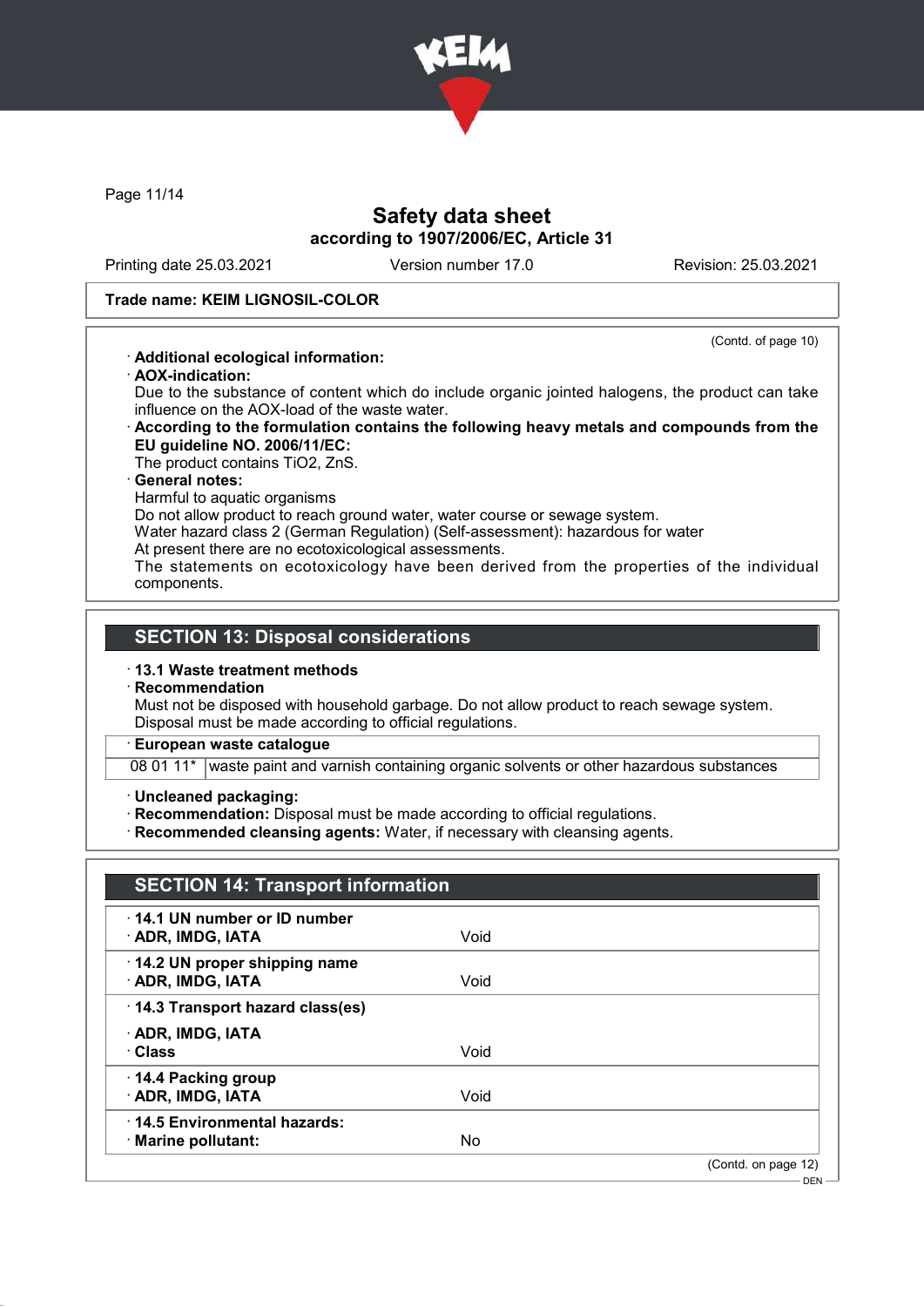Safety data sheet
according to 1907/2006/EC, Article 31

Printing date 25.03.2021 | Version number 17.0 | Revision: 25.03.2021

**Trade name: KEIM LIGNOSIL-COLOR**

(Contd. of page 10)

· **Additional ecological information:**

· **AOX-indication:**
Due to the substance of content which do include organic jointed halogens, the product can take influence on the AOX-load of the waste water.

· **According to the formulation contains the following heavy metals and compounds from the EU guideline NO. 2006/11/EC:**
The product contains $TiO_2$, ZnS.

· **General notes:**
Harmful to aquatic organisms
Do not allow product to reach ground water, water course or sewage system.
Water hazard class 2 (German Regulation) (Self-assessment): hazardous for water
At present there are no ecotoxicological assessments.
The statements on ecotoxicology have been derived from the properties of the individual components.

## SECTION 13: Disposal considerations

· **13.1 Waste treatment methods**

· **Recommendation**
Must not be disposed with household garbage. Do not allow product to reach sewage system.
Disposal must be made according to official regulations.

| · European waste catalogue | |
|---|---|
| 08 01 11* | waste paint and varnish containing organic solvents or other hazardous substances |

· **Uncleaned packaging:**
· **Recommendation:** Disposal must be made according to official regulations.
· **Recommended cleansing agents:** Water, if necessary with cleansing agents.

## SECTION 14: Transport information

| | |
|---|---|
| · **14.1 UN number or ID number** | |
| · **ADR, IMDG, IATA** | Void |
| · **14.2 UN proper shipping name** | |
| · **ADR, IMDG, IATA** | Void |
| · **14.3 Transport hazard class(es)** | |
| · **ADR, IMDG, IATA** | |
| · **Class** | Void |
| · **14.4 Packing group** | |
| · **ADR, IMDG, IATA** | Void |
| · **14.5 Environmental hazards:** | |
| · **Marine pollutant:** | No |

(Contd. on page 12)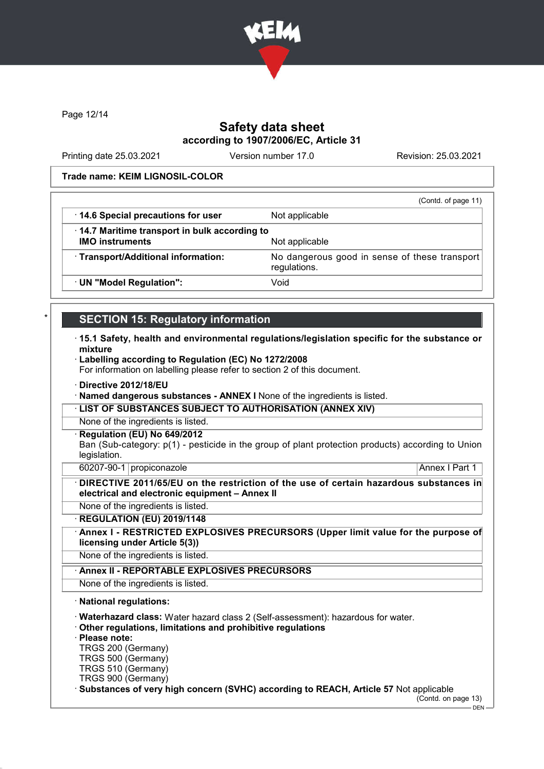Safety data sheet
according to 1907/2006/EC, Article 31

Printing date 25.03.2021 Version number 17.0 Revision: 25.03.2021

**Trade name: KEIM LIGNOSIL-COLOR**

(Contd. of page 11)

| | |
|---|---|
| · **14.6 Special precautions for user** | Not applicable |
| · **14.7 Maritime transport in bulk according to IMO instruments** | Not applicable |
| · **Transport/Additional information:** | No dangerous good in sense of these transport regulations. |
| · **UN "Model Regulation":** | Void |

## SECTION 15: Regulatory information

· **15.1 Safety, health and environmental regulations/legislation specific for the substance or mixture**

· **Labelling according to Regulation (EC) No 1272/2008**
For information on labelling please refer to section 2 of this document.

· **Directive 2012/18/EU**
· **Named dangerous substances - ANNEX I** None of the ingredients is listed.

· **LIST OF SUBSTANCES SUBJECT TO AUTHORISATION (ANNEX XIV)**
None of the ingredients is listed.

· **Regulation (EU) No 649/2012**
Ban (Sub-category: p(1) - pesticide in the group of plant protection products) according to Union legislation.

| | | |
|---|---|---|
| 60207-90-1 | propiconazole | Annex I Part 1 |

· **DIRECTIVE 2011/65/EU on the restriction of the use of certain hazardous substances in electrical and electronic equipment – Annex II**
None of the ingredients is listed.

· **REGULATION (EU) 2019/1148**

· **Annex I - RESTRICTED EXPLOSIVES PRECURSORS (Upper limit value for the purpose of licensing under Article 5(3))**
None of the ingredients is listed.

· **Annex II - REPORTABLE EXPLOSIVES PRECURSORS**
None of the ingredients is listed.

· **National regulations:**

· **Waterhazard class:** Water hazard class 2 (Self-assessment): hazardous for water.
· **Other regulations, limitations and prohibitive regulations**
· **Please note:**
TRGS 200 (Germany)
TRGS 500 (Germany)
TRGS 510 (Germany)
TRGS 900 (Germany)
· **Substances of very high concern (SVHC) according to REACH, Article 57** Not applicable

(Contd. on page 13)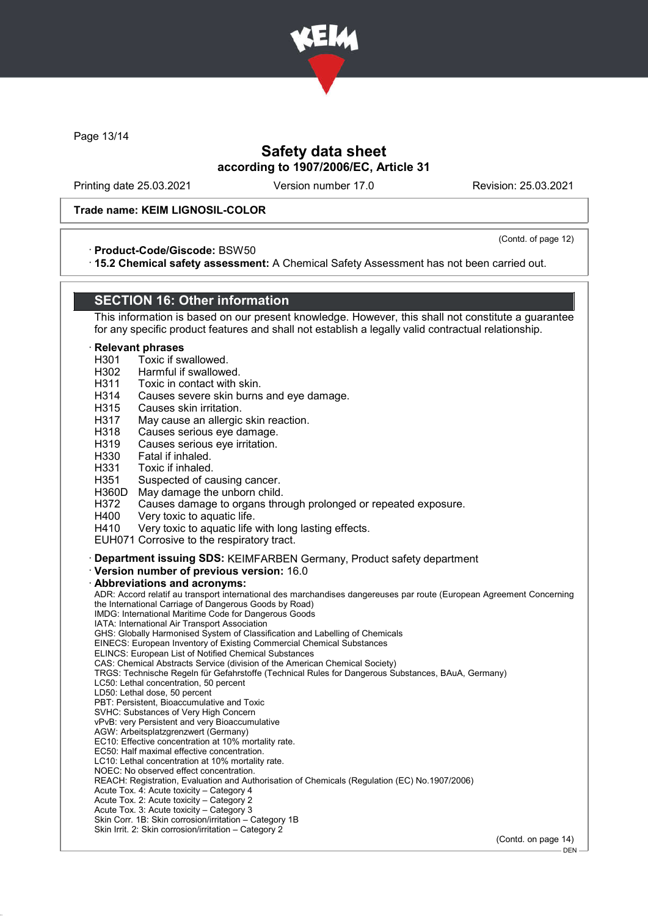Trade name: KEIM LIGNOSIL-COLOR

(Contd. of page 12)

· **Product-Code/Giscode:** BSW50
· **15.2 Chemical safety assessment:** A Chemical Safety Assessment has not been carried out.

## SECTION 16: Other information

This information is based on our present knowledge. However, this shall not constitute a guarantee for any specific product features and shall not establish a legally valid contractual relationship.

· **Relevant phrases**

H301 Toxic if swallowed.
H302 Harmful if swallowed.
H311 Toxic in contact with skin.
H314 Causes severe skin burns and eye damage.
H315 Causes skin irritation.
H317 May cause an allergic skin reaction.
H318 Causes serious eye damage.
H319 Causes serious eye irritation.
H330 Fatal if inhaled.
H331 Toxic if inhaled.
H351 Suspected of causing cancer.
H360D May damage the unborn child.
H372 Causes damage to organs through prolonged or repeated exposure.
H400 Very toxic to aquatic life.
H410 Very toxic to aquatic life with long lasting effects.
EUH071 Corrosive to the respiratory tract.

· **Department issuing SDS:** KEIMFARBEN Germany, Product safety department
· **Version number of previous version:** 16.0
· **Abbreviations and acronyms:**

ADR: Accord relatif au transport international des marchandises dangereuses par route (European Agreement Concerning the International Carriage of Dangerous Goods by Road)
IMDG: International Maritime Code for Dangerous Goods
IATA: International Air Transport Association
GHS: Globally Harmonised System of Classification and Labelling of Chemicals
EINECS: European Inventory of Existing Commercial Chemical Substances
ELINCS: European List of Notified Chemical Substances
CAS: Chemical Abstracts Service (division of the American Chemical Society)
TRGS: Technische Regeln für Gefahrstoffe (Technical Rules for Dangerous Substances, BAuA, Germany)
LC50: Lethal concentration, 50 percent
LD50: Lethal dose, 50 percent
PBT: Persistent, Bioaccumulative and Toxic
SVHC: Substances of Very High Concern
vPvB: very Persistent and very Bioaccumulative
AGW: Arbeitsplatzgrenzwert (Germany)
EC10: Effective concentration at 10% mortality rate.
EC50: Half maximal effective concentration.
LC10: Lethal concentration at 10% mortality rate.
NOEC: No observed effect concentration.
REACH: Registration, Evaluation and Authorisation of Chemicals (Regulation (EC) No.1907/2006)
Acute Tox. 4: Acute toxicity – Category 4
Acute Tox. 2: Acute toxicity – Category 2
Acute Tox. 3: Acute toxicity – Category 3
Skin Corr. 1B: Skin corrosion/irritation – Category 1B
Skin Irrit. 2: Skin corrosion/irritation – Category 2

(Contd. on page 14)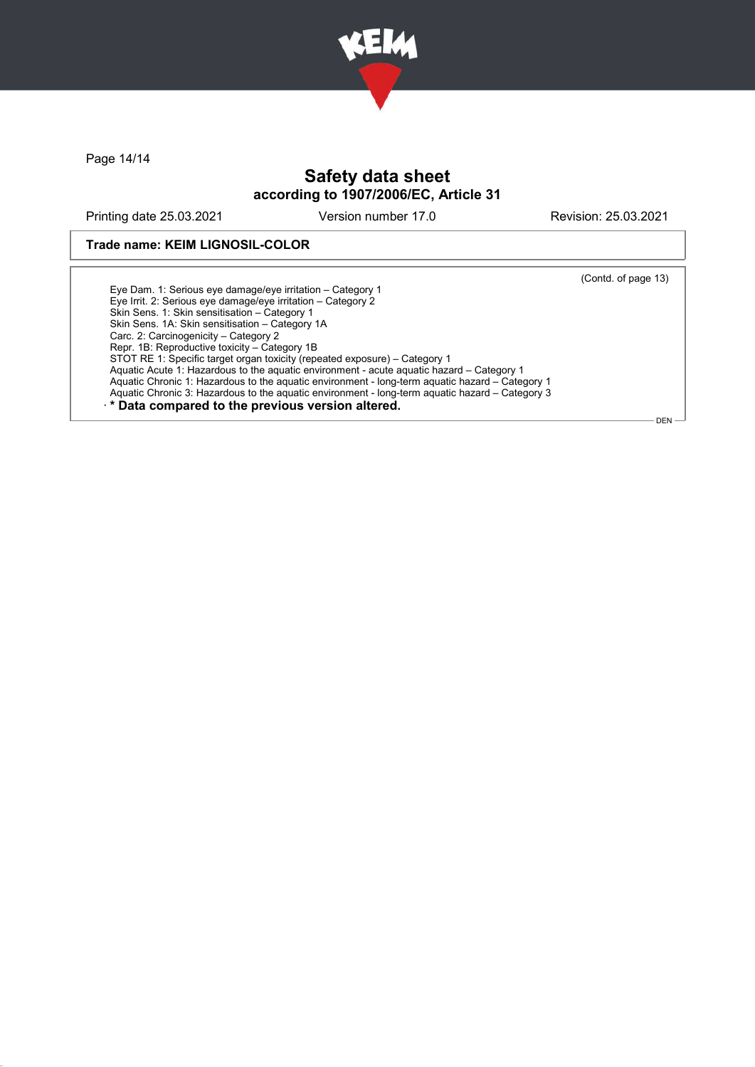Page 14/14

# Safety data sheet
## according to 1907/2006/EC, Article 31

Printing date 25.03.2021 Version number 17.0 Revision: 25.03.2021

**Trade name: KEIM LIGNOSIL-COLOR**

(Contd. of page 13)

Eye Dam. 1: Serious eye damage/eye irritation – Category 1
Eye Irrit. 2: Serious eye damage/eye irritation – Category 2
Skin Sens. 1: Skin sensitisation – Category 1
Skin Sens. 1A: Skin sensitisation – Category 1A
Carc. 2: Carcinogenicity – Category 2
Repr. 1B: Reproductive toxicity – Category 1B
STOT RE 1: Specific target organ toxicity (repeated exposure) – Category 1
Aquatic Acute 1: Hazardous to the aquatic environment - acute aquatic hazard – Category 1
Aquatic Chronic 1: Hazardous to the aquatic environment - long-term aquatic hazard – Category 1
Aquatic Chronic 3: Hazardous to the aquatic environment - long-term aquatic hazard – Category 3

· **\* Data compared to the previous version altered.**

DEN